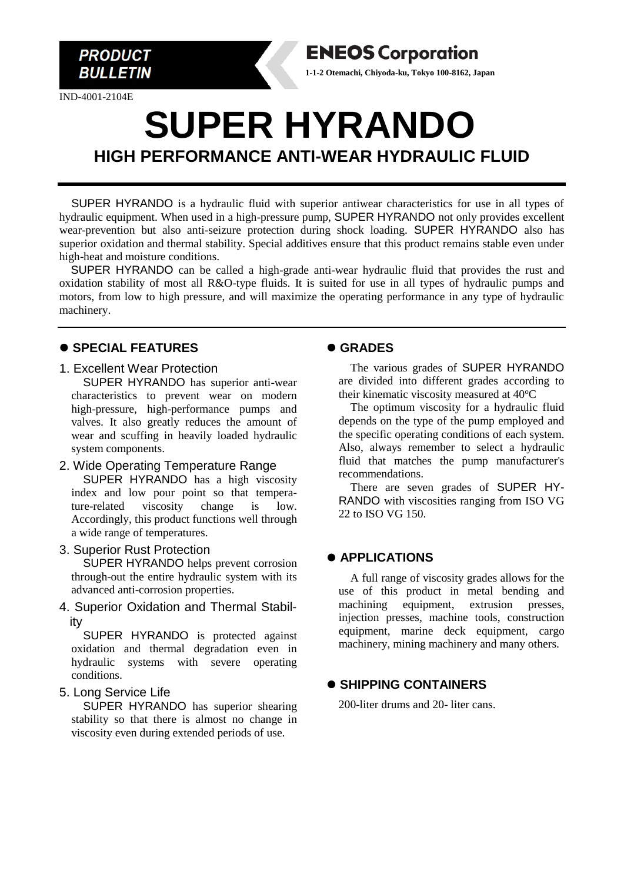**PRODUCT BULLETIN**

**ENEOS Corporation**

**1-1-2 Otemachi, Chiyoda-ku, Tokyo 100-8162, Japan**

IND-4001-2104E

# SUPER HYRANDO

## HIGH PERFORMANCE ANTI-WEAR HYDRAULIC FLUID

SUPER HYRANDO is a hydraulic fluid with superior antiwear characteristics for use in all types of hydraulic equipment. When used in a high-pressure pump, SUPER HYRANDO not only provides excellent wear-prevention but also anti-seizure protection during shock loading. SUPER HYRANDO also has superior oxidation and thermal stability. Special additives ensure that this product remains stable even under high-heat and moisture conditions.

SUPER HYRANDO can be called a high-grade anti-wear hydraulic fluid that provides the rust and oxidation stability of most all R&O-type fluids. It is suited for use in all types of hydraulic pumps and motors, from low to high pressure, and will maximize the operating performance in any type of hydraulic machinery.

### ● SPECIAL FEATURES

1. Excellent Wear Protection

   SUPER HYRANDO has superior anti-wear characteristics to prevent wear on modern high-pressure, high-performance pumps and valves. It also greatly reduces the amount of wear and scuffing in heavily loaded hydraulic system components.

2. Wide Operating Temperature Range

   SUPER HYRANDO has a high viscosity index and low pour point so that temperature-related viscosity change is low. Accordingly, this product functions well through a wide range of temperatures.

3. Superior Rust Protection

   SUPER HYRANDO helps prevent corrosion through-out the entire hydraulic system with its advanced anti-corrosion properties.

4. Superior Oxidation and Thermal Stability

   SUPER HYRANDO is protected against oxidation and thermal degradation even in hydraulic systems with severe operating conditions.

5. Long Service Life

   SUPER HYRANDO has superior shearing stability so that there is almost no change in viscosity even during extended periods of use.

### ● GRADES

The various grades of SUPER HYRANDO are divided into different grades according to their kinematic viscosity measured at 40ºC

The optimum viscosity for a hydraulic fluid depends on the type of the pump employed and the specific operating conditions of each system. Also, always remember to select a hydraulic fluid that matches the pump manufacturer's recommendations.

There are seven grades of SUPER HYRANDO with viscosities ranging from ISO VG 22 to ISO VG 150.

### ● APPLICATIONS

A full range of viscosity grades allows for the use of this product in metal bending and machining equipment, extrusion presses, injection presses, machine tools, construction equipment, marine deck equipment, cargo machinery, mining machinery and many others.

### ● SHIPPING CONTAINERS

200-liter drums and 20- liter cans.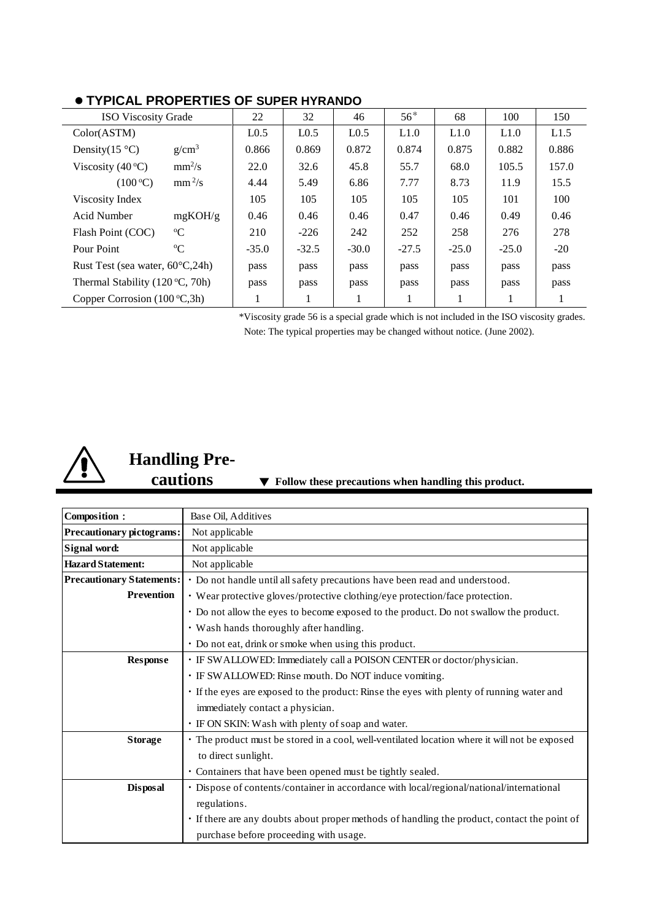## ● TYPICAL PROPERTIES OF SUPER HYRANDO

| ISO Viscosity Grade | | 22 | 32 | 46 | 56* | 68 | 100 | 150 |
|---|---|---|---|---|---|---|---|---|
| Color(ASTM) | | L0.5 | L0.5 | L0.5 | L1.0 | L1.0 | L1.0 | L1.5 |
| Density(15 °C) | $g/cm^3$ | 0.866 | 0.869 | 0.872 | 0.874 | 0.875 | 0.882 | 0.886 |
| Viscosity (40 °C) | $mm^2/s$ | 22.0 | 32.6 | 45.8 | 55.7 | 68.0 | 105.5 | 157.0 |
| (100 °C) | $mm^2/s$ | 4.44 | 5.49 | 6.86 | 7.77 | 8.73 | 11.9 | 15.5 |
| Viscosity Index | | 105 | 105 | 105 | 105 | 105 | 101 | 100 |
| Acid Number | mgKOH/g | 0.46 | 0.46 | 0.46 | 0.47 | 0.46 | 0.49 | 0.46 |
| Flash Point (COC) | °C | 210 | -226 | 242 | 252 | 258 | 276 | 278 |
| Pour Point | °C | -35.0 | -32.5 | -30.0 | -27.5 | -25.0 | -25.0 | -20 |
| Rust Test (sea water, 60°C,24h) | | pass | pass | pass | pass | pass | pass | pass |
| Thermal Stability (120 °C, 70h) | | pass | pass | pass | pass | pass | pass | pass |
| Copper Corrosion (100 °C,3h) | | 1 | 1 | 1 | 1 | 1 | 1 | 1 |

*Viscosity grade 56 is a special grade which is not included in the ISO viscosity grades.

Note: The typical properties may be changed without notice. (June 2002).

## Handling Pre-cautions

▼ **Follow these precautions when handling this product.**

| | |
|---|---|
| **Composition :** | Base Oil, Additives |
| **Precautionary pictograms:** | Not applicable |
| **Signal word:** | Not applicable |
| **Hazard Statement:** | Not applicable |
| **Precautionary Statements:** **Prevention** | ・Do not handle until all safety precautions have been read and understood.<br>・Wear protective gloves/protective clothing/eye protection/face protection.<br>・Do not allow the eyes to become exposed to the product. Do not swallow the product.<br>・Wash hands thoroughly after handling.<br>・Do not eat, drink or smoke when using this product. |
| **Response** | ・IF SWALLOWED: Immediately call a POISON CENTER or doctor/physician.<br>・IF SWALLOWED: Rinse mouth. Do NOT induce vomiting.<br>・If the eyes are exposed to the product: Rinse the eyes with plenty of running water and immediately contact a physician.<br>・IF ON SKIN: Wash with plenty of soap and water. |
| **Storage** | ・The product must be stored in a cool, well-ventilated location where it will not be exposed to direct sunlight.<br>・Containers that have been opened must be tightly sealed. |
| **Disposal** | ・Dispose of contents/container in accordance with local/regional/national/international regulations.<br>・If there are any doubts about proper methods of handling the product, contact the point of purchase before proceeding with usage. |